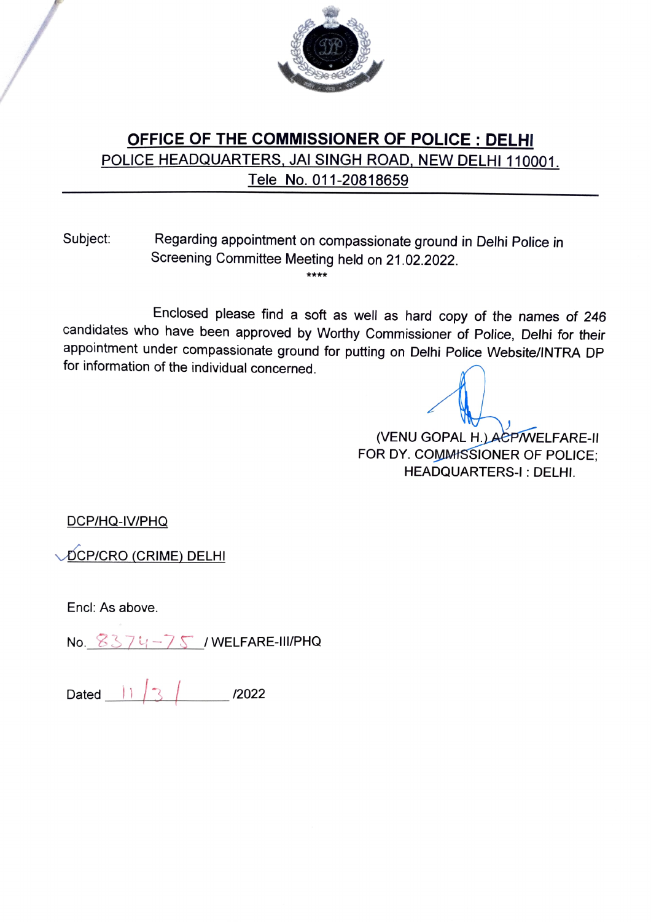# OFFICE OF THE COMMISSIONER OF POLICE : DELHI

POLICE HEADQUARTERS, JAI SINGH ROAD, NEW DELHI 110001.

Tele No. 011-20818659

---

Subject: Regarding appointment on compassionate ground in Delhi Police in Screening Committee Meeting held on 21.02.2022.

****

Enclosed please find a soft as well as hard copy of the names of 246 candidates who have been approved by Worthy Commissioner of Police, Delhi for their appointment under compassionate ground for putting on Delhi Police Website/INTRA DP for information of the individual concerned.

(VENU GOPAL H.) ACP/WELFARE-II
FOR DY. COMMISSIONER OF POLICE;
HEADQUARTERS-I : DELHI.

DCP/HQ-IV/PHQ

DCP/CRO (CRIME) DELHI

Encl: As above.

No. 8374-75 / WELFARE-III/PHQ

Dated 11/3/2022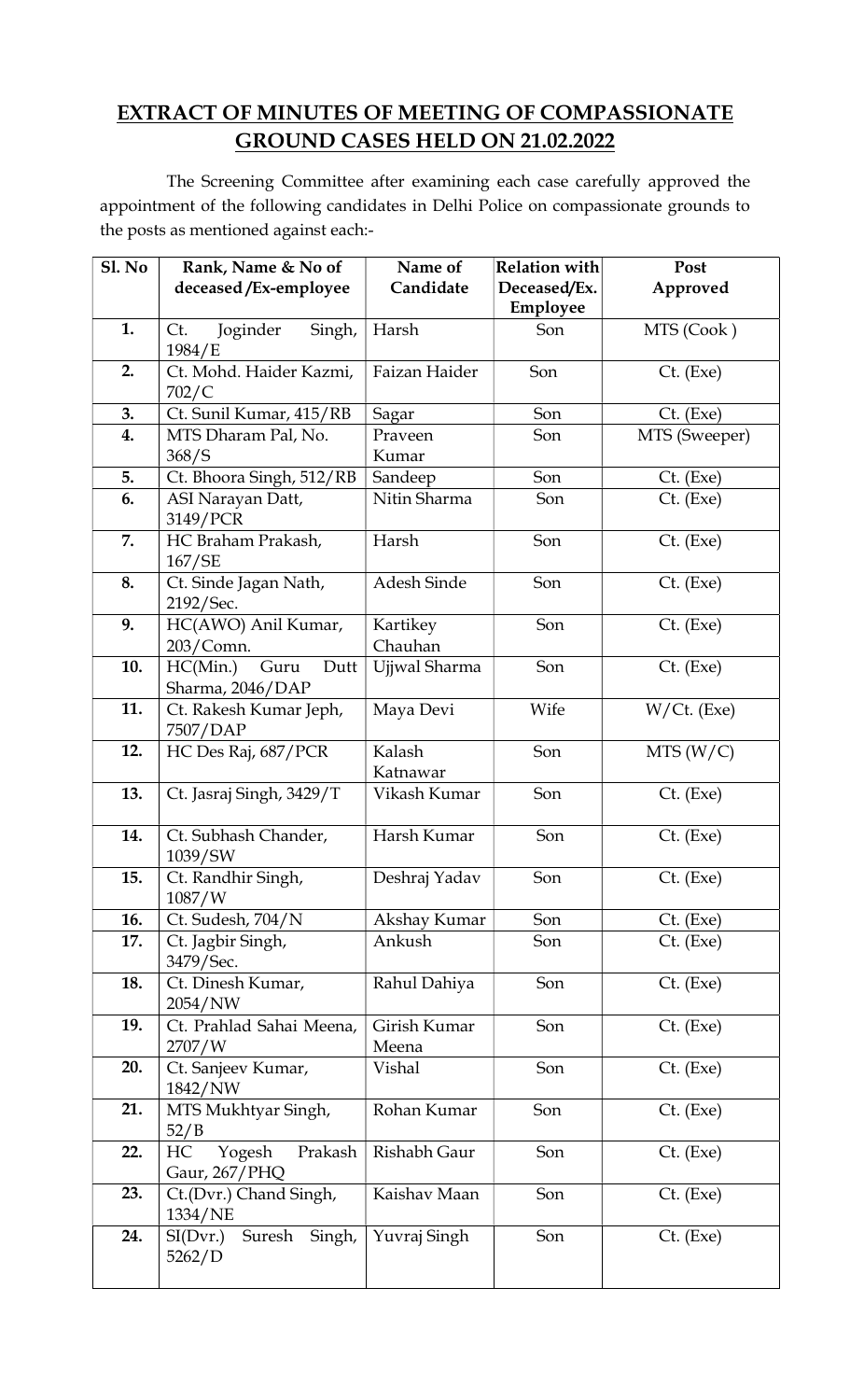# EXTRACT OF MINUTES OF MEETING OF COMPASSIONATE GROUND CASES HELD ON 21.02.2022

The Screening Committee after examining each case carefully approved the appointment of the following candidates in Delhi Police on compassionate grounds to the posts as mentioned against each:-

| Sl. No | Rank, Name & No of deceased/Ex-employee | Name of Candidate | Relation with Deceased/Ex. Employee | Post Approved |
|---|---|---|---|---|
| 1. | Ct. Joginder Singh, 1984/E | Harsh | Son | MTS (Cook ) |
| 2. | Ct. Mohd. Haider Kazmi, 702/C | Faizan Haider | Son | Ct. (Exe) |
| 3. | Ct. Sunil Kumar, 415/RB | Sagar | Son | Ct. (Exe) |
| 4. | MTS Dharam Pal, No. 368/S | Praveen Kumar | Son | MTS (Sweeper) |
| 5. | Ct. Bhoora Singh, 512/RB | Sandeep | Son | Ct. (Exe) |
| 6. | ASI Narayan Datt, 3149/PCR | Nitin Sharma | Son | Ct. (Exe) |
| 7. | HC Braham Prakash, 167/SE | Harsh | Son | Ct. (Exe) |
| 8. | Ct. Sinde Jagan Nath, 2192/Sec. | Adesh Sinde | Son | Ct. (Exe) |
| 9. | HC(AWO) Anil Kumar, 203/Comn. | Kartikey Chauhan | Son | Ct. (Exe) |
| 10. | HC(Min.) Guru Dutt Sharma, 2046/DAP | Ujjwal Sharma | Son | Ct. (Exe) |
| 11. | Ct. Rakesh Kumar Jeph, 7507/DAP | Maya Devi | Wife | W/Ct. (Exe) |
| 12. | HC Des Raj, 687/PCR | Kalash Katnawar | Son | MTS (W/C) |
| 13. | Ct. Jasraj Singh, 3429/T | Vikash Kumar | Son | Ct. (Exe) |
| 14. | Ct. Subhash Chander, 1039/SW | Harsh Kumar | Son | Ct. (Exe) |
| 15. | Ct. Randhir Singh, 1087/W | Deshraj Yadav | Son | Ct. (Exe) |
| 16. | Ct. Sudesh, 704/N | Akshay Kumar | Son | Ct. (Exe) |
| 17. | Ct. Jagbir Singh, 3479/Sec. | Ankush | Son | Ct. (Exe) |
| 18. | Ct. Dinesh Kumar, 2054/NW | Rahul Dahiya | Son | Ct. (Exe) |
| 19. | Ct. Prahlad Sahai Meena, 2707/W | Girish Kumar Meena | Son | Ct. (Exe) |
| 20. | Ct. Sanjeev Kumar, 1842/NW | Vishal | Son | Ct. (Exe) |
| 21. | MTS Mukhtyar Singh, 52/B | Rohan Kumar | Son | Ct. (Exe) |
| 22. | HC Yogesh Prakash Gaur, 267/PHQ | Rishabh Gaur | Son | Ct. (Exe) |
| 23. | Ct.(Dvr.) Chand Singh, 1334/NE | Kaishav Maan | Son | Ct. (Exe) |
| 24. | SI(Dvr.) Suresh Singh, 5262/D | Yuvraj Singh | Son | Ct. (Exe) |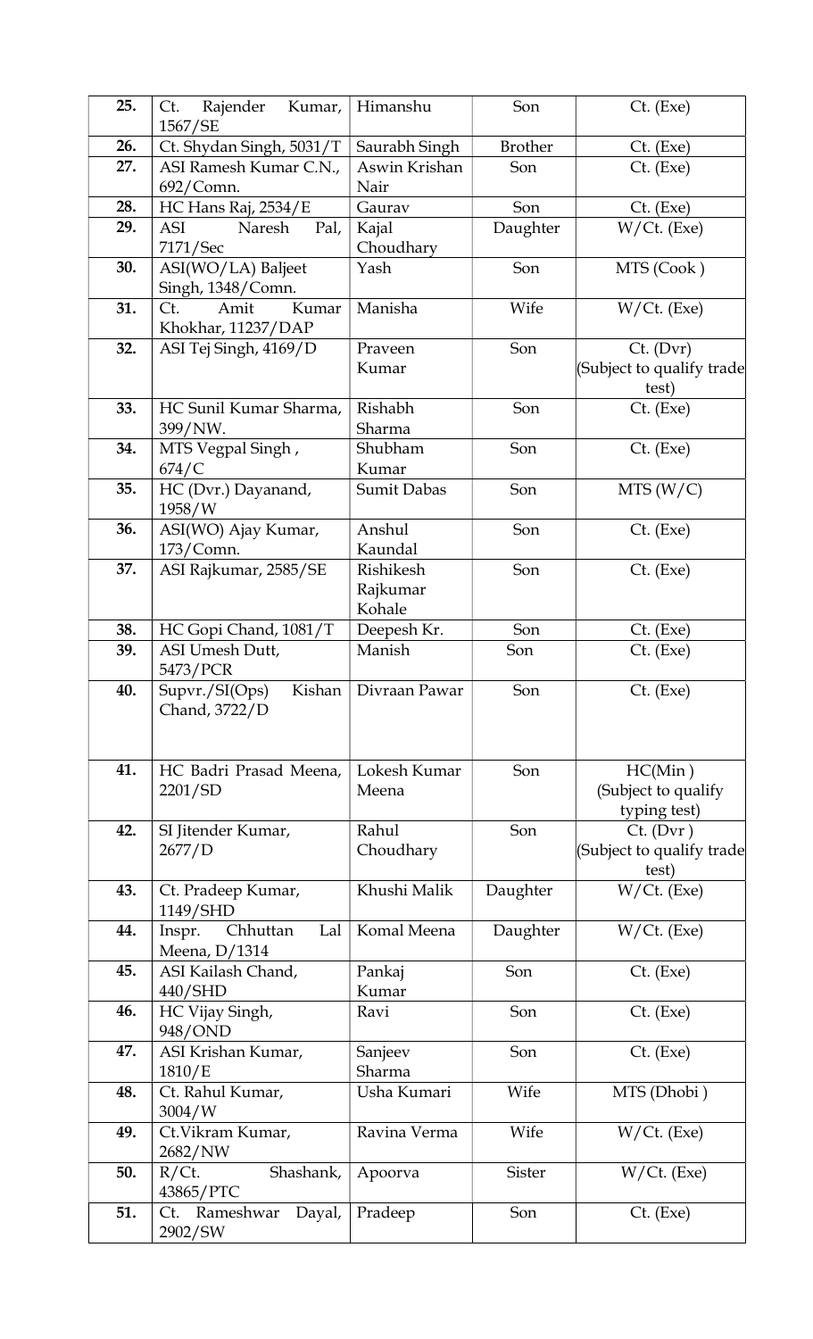| | | | | |
|---|---|---|---|---|
| 25. | Ct. Rajender Kumar, 1567/SE | Himanshu | Son | Ct. (Exe) |
| 26. | Ct. Shydan Singh, 5031/T | Saurabh Singh | Brother | Ct. (Exe) |
| 27. | ASI Ramesh Kumar C.N., 692/Comn. | Aswin Krishan Nair | Son | Ct. (Exe) |
| 28. | HC Hans Raj, 2534/E | Gaurav | Son | Ct. (Exe) |
| 29. | ASI Naresh Pal, 7171/Sec | Kajal Choudhary | Daughter | W/Ct. (Exe) |
| 30. | ASI(WO/LA) Baljeet Singh, 1348/Comn. | Yash | Son | MTS (Cook ) |
| 31. | Ct. Amit Kumar Khokhar, 11237/DAP | Manisha | Wife | W/Ct. (Exe) |
| 32. | ASI Tej Singh, 4169/D | Praveen Kumar | Son | Ct. (Dvr) (Subject to qualify trade test) |
| 33. | HC Sunil Kumar Sharma, 399/NW. | Rishabh Sharma | Son | Ct. (Exe) |
| 34. | MTS Vegpal Singh , 674/C | Shubham Kumar | Son | Ct. (Exe) |
| 35. | HC (Dvr.) Dayanand, 1958/W | Sumit Dabas | Son | MTS (W/C) |
| 36. | ASI(WO) Ajay Kumar, 173/Comn. | Anshul Kaundal | Son | Ct. (Exe) |
| 37. | ASI Rajkumar, 2585/SE | Rishikesh Rajkumar Kohale | Son | Ct. (Exe) |
| 38. | HC Gopi Chand, 1081/T | Deepesh Kr. | Son | Ct. (Exe) |
| 39. | ASI Umesh Dutt, 5473/PCR | Manish | Son | Ct. (Exe) |
| 40. | Supvr./SI(Ops) Kishan Chand, 3722/D | Divraan Pawar | Son | Ct. (Exe) |
| 41. | HC Badri Prasad Meena, 2201/SD | Lokesh Kumar Meena | Son | HC(Min ) (Subject to qualify typing test) |
| 42. | SI Jitender Kumar, 2677/D | Rahul Choudhary | Son | Ct. (Dvr ) (Subject to qualify trade test) |
| 43. | Ct. Pradeep Kumar, 1149/SHD | Khushi Malik | Daughter | W/Ct. (Exe) |
| 44. | Inspr. Chhuttan Lal Meena, D/1314 | Komal Meena | Daughter | W/Ct. (Exe) |
| 45. | ASI Kailash Chand, 440/SHD | Pankaj Kumar | Son | Ct. (Exe) |
| 46. | HC Vijay Singh, 948/OND | Ravi | Son | Ct. (Exe) |
| 47. | ASI Krishan Kumar, 1810/E | Sanjeev Sharma | Son | Ct. (Exe) |
| 48. | Ct. Rahul Kumar, 3004/W | Usha Kumari | Wife | MTS (Dhobi ) |
| 49. | Ct.Vikram Kumar, 2682/NW | Ravina Verma | Wife | W/Ct. (Exe) |
| 50. | R/Ct. Shashank, 43865/PTC | Apoorva | Sister | W/Ct. (Exe) |
| 51. | Ct. Rameshwar Dayal, 2902/SW | Pradeep | Son | Ct. (Exe) |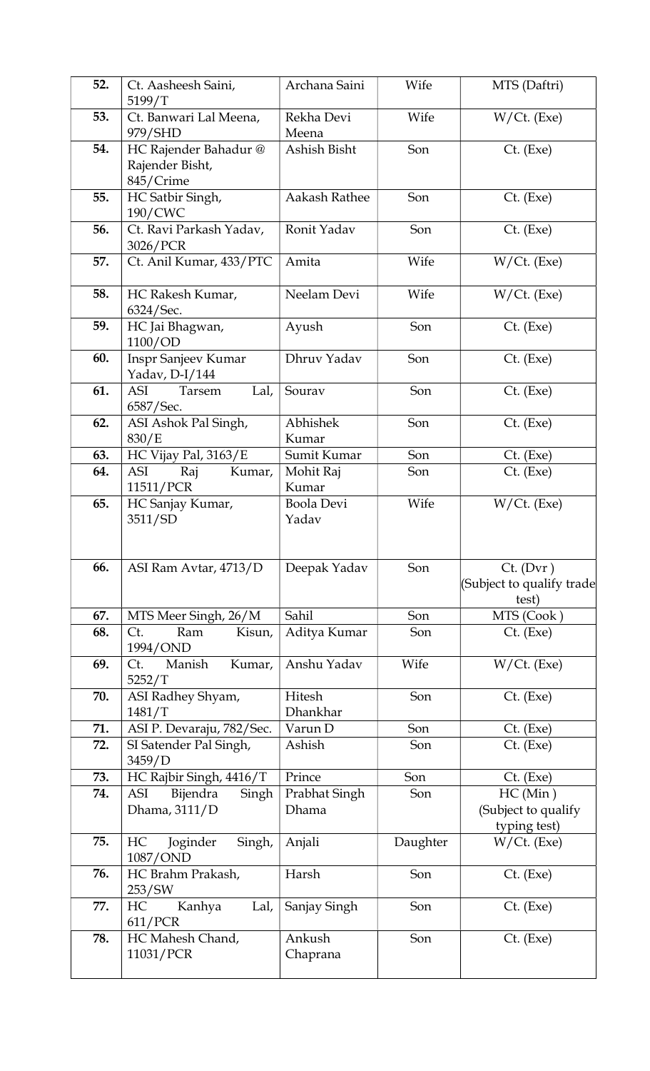| | | | | |
|---|---|---|---|---|
| 52. | Ct. Aasheesh Saini, 5199/T | Archana Saini | Wife | MTS (Daftri) |
| 53. | Ct. Banwari Lal Meena, 979/SHD | Rekha Devi Meena | Wife | W/Ct. (Exe) |
| 54. | HC Rajender Bahadur @ Rajender Bisht, 845/Crime | Ashish Bisht | Son | Ct. (Exe) |
| 55. | HC Satbir Singh, 190/CWC | Aakash Rathee | Son | Ct. (Exe) |
| 56. | Ct. Ravi Parkash Yadav, 3026/PCR | Ronit Yadav | Son | Ct. (Exe) |
| 57. | Ct. Anil Kumar, 433/PTC | Amita | Wife | W/Ct. (Exe) |
| 58. | HC Rakesh Kumar, 6324/Sec. | Neelam Devi | Wife | W/Ct. (Exe) |
| 59. | HC Jai Bhagwan, 1100/OD | Ayush | Son | Ct. (Exe) |
| 60. | Inspr Sanjeev Kumar Yadav, D-I/144 | Dhruv Yadav | Son | Ct. (Exe) |
| 61. | ASI Tarsem Lal, 6587/Sec. | Sourav | Son | Ct. (Exe) |
| 62. | ASI Ashok Pal Singh, 830/E | Abhishek Kumar | Son | Ct. (Exe) |
| 63. | HC Vijay Pal, 3163/E | Sumit Kumar | Son | Ct. (Exe) |
| 64. | ASI Raj Kumar, 11511/PCR | Mohit Raj Kumar | Son | Ct. (Exe) |
| 65. | HC Sanjay Kumar, 3511/SD | Boola Devi Yadav | Wife | W/Ct. (Exe) |
| 66. | ASI Ram Avtar, 4713/D | Deepak Yadav | Son | Ct. (Dvr) (Subject to qualify trade test) |
| 67. | MTS Meer Singh, 26/M | Sahil | Son | MTS (Cook) |
| 68. | Ct. Ram Kisun, 1994/OND | Aditya Kumar | Son | Ct. (Exe) |
| 69. | Ct. Manish Kumar, 5252/T | Anshu Yadav | Wife | W/Ct. (Exe) |
| 70. | ASI Radhey Shyam, 1481/T | Hitesh Dhankhar | Son | Ct. (Exe) |
| 71. | ASI P. Devaraju, 782/Sec. | Varun D | Son | Ct. (Exe) |
| 72. | SI Satender Pal Singh, 3459/D | Ashish | Son | Ct. (Exe) |
| 73. | HC Rajbir Singh, 4416/T | Prince | Son | Ct. (Exe) |
| 74. | ASI Bijendra Singh Dhama, 3111/D | Prabhat Singh Dhama | Son | HC (Min) (Subject to qualify typing test) |
| 75. | HC Joginder Singh, 1087/OND | Anjali | Daughter | W/Ct. (Exe) |
| 76. | HC Brahm Prakash, 253/SW | Harsh | Son | Ct. (Exe) |
| 77. | HC Kanhya Lal, 611/PCR | Sanjay Singh | Son | Ct. (Exe) |
| 78. | HC Mahesh Chand, 11031/PCR | Ankush Chaprana | Son | Ct. (Exe) |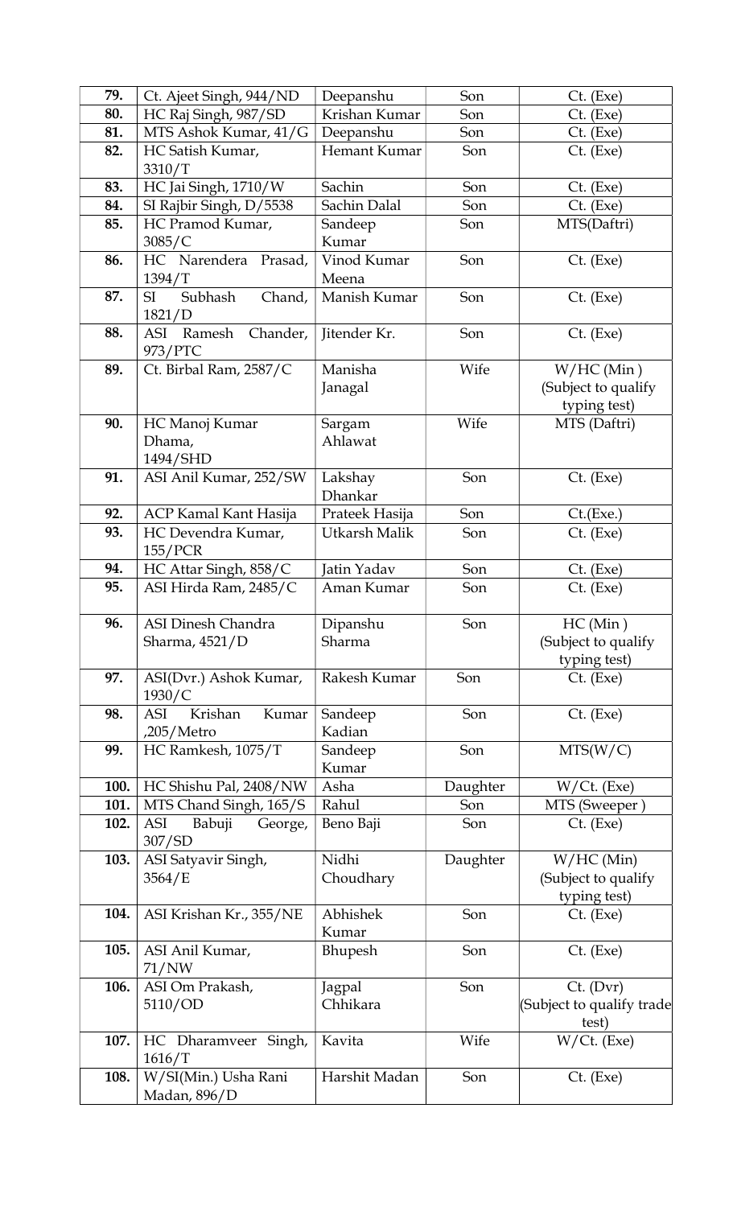| | | | | |
|---|---|---|---|---|
| 79. | Ct. Ajeet Singh, 944/ND | Deepanshu | Son | Ct. (Exe) |
| 80. | HC Raj Singh, 987/SD | Krishan Kumar | Son | Ct. (Exe) |
| 81. | MTS Ashok Kumar, 41/G | Deepanshu | Son | Ct. (Exe) |
| 82. | HC Satish Kumar, 3310/T | Hemant Kumar | Son | Ct. (Exe) |
| 83. | HC Jai Singh, 1710/W | Sachin | Son | Ct. (Exe) |
| 84. | SI Rajbir Singh, D/5538 | Sachin Dalal | Son | Ct. (Exe) |
| 85. | HC Pramod Kumar, 3085/C | Sandeep Kumar | Son | MTS(Daftri) |
| 86. | HC Narendera Prasad, 1394/T | Vinod Kumar Meena | Son | Ct. (Exe) |
| 87. | SI Subhash Chand, 1821/D | Manish Kumar | Son | Ct. (Exe) |
| 88. | ASI Ramesh Chander, 973/PTC | Jitender Kr. | Son | Ct. (Exe) |
| 89. | Ct. Birbal Ram, 2587/C | Manisha Janagal | Wife | W/HC (Min ) (Subject to qualify typing test) |
| 90. | HC Manoj Kumar Dhama, 1494/SHD | Sargam Ahlawat | Wife | MTS (Daftri) |
| 91. | ASI Anil Kumar, 252/SW | Lakshay Dhankar | Son | Ct. (Exe) |
| 92. | ACP Kamal Kant Hasija | Prateek Hasija | Son | Ct.(Exe.) |
| 93. | HC Devendra Kumar, 155/PCR | Utkarsh Malik | Son | Ct. (Exe) |
| 94. | HC Attar Singh, 858/C | Jatin Yadav | Son | Ct. (Exe) |
| 95. | ASI Hirda Ram, 2485/C | Aman Kumar | Son | Ct. (Exe) |
| 96. | ASI Dinesh Chandra Sharma, 4521/D | Dipanshu Sharma | Son | HC (Min ) (Subject to qualify typing test) |
| 97. | ASI(Dvr.) Ashok Kumar, 1930/C | Rakesh Kumar | Son | Ct. (Exe) |
| 98. | ASI Krishan Kumar ,205/Metro | Sandeep Kadian | Son | Ct. (Exe) |
| 99. | HC Ramkesh, 1075/T | Sandeep Kumar | Son | MTS(W/C) |
| 100. | HC Shishu Pal, 2408/NW | Asha | Daughter | W/Ct. (Exe) |
| 101. | MTS Chand Singh, 165/S | Rahul | Son | MTS (Sweeper ) |
| 102. | ASI Babuji George, 307/SD | Beno Baji | Son | Ct. (Exe) |
| 103. | ASI Satyavir Singh, 3564/E | Nidhi Choudhary | Daughter | W/HC (Min) (Subject to qualify typing test) |
| 104. | ASI Krishan Kr., 355/NE | Abhishek Kumar | Son | Ct. (Exe) |
| 105. | ASI Anil Kumar, 71/NW | Bhupesh | Son | Ct. (Exe) |
| 106. | ASI Om Prakash, 5110/OD | Jagpal Chhikara | Son | Ct. (Dvr) (Subject to qualify trade test) |
| 107. | HC Dharamveer Singh, 1616/T | Kavita | Wife | W/Ct. (Exe) |
| 108. | W/SI(Min.) Usha Rani Madan, 896/D | Harshit Madan | Son | Ct. (Exe) |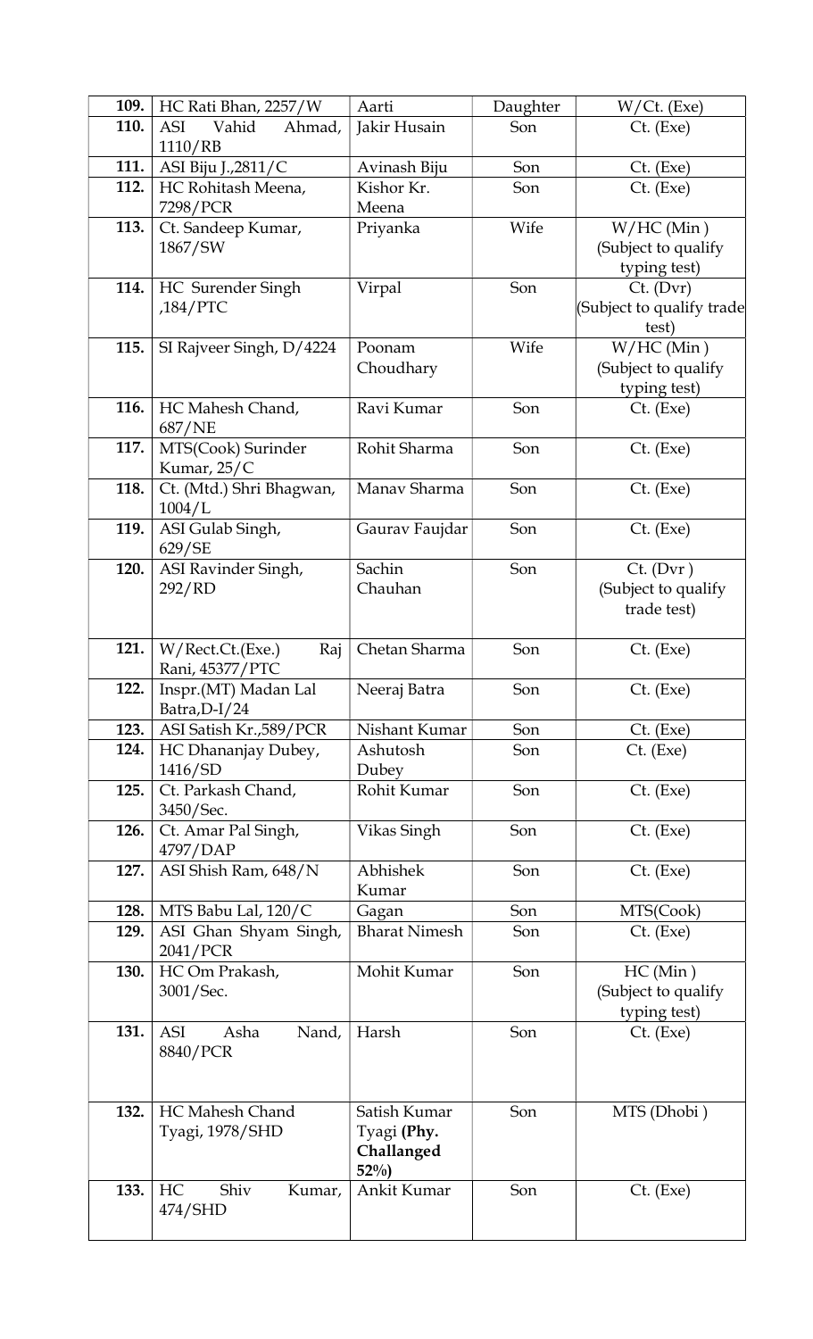| | | | | |
|---|---|---|---|---|
| 109. | HC Rati Bhan, 2257/W | Aarti | Daughter | W/Ct. (Exe) |
| 110. | ASI Vahid Ahmad, 1110/RB | Jakir Husain | Son | Ct. (Exe) |
| 111. | ASI Biju J.,2811/C | Avinash Biju | Son | Ct. (Exe) |
| 112. | HC Rohitash Meena, 7298/PCR | Kishor Kr. Meena | Son | Ct. (Exe) |
| 113. | Ct. Sandeep Kumar, 1867/SW | Priyanka | Wife | W/HC (Min ) (Subject to qualify typing test) |
| 114. | HC Surender Singh ,184/PTC | Virpal | Son | Ct. (Dvr) (Subject to qualify trade test) |
| 115. | SI Rajveer Singh, D/4224 | Poonam Choudhary | Wife | W/HC (Min ) (Subject to qualify typing test) |
| 116. | HC Mahesh Chand, 687/NE | Ravi Kumar | Son | Ct. (Exe) |
| 117. | MTS(Cook) Surinder Kumar, 25/C | Rohit Sharma | Son | Ct. (Exe) |
| 118. | Ct. (Mtd.) Shri Bhagwan, 1004/L | Manav Sharma | Son | Ct. (Exe) |
| 119. | ASI Gulab Singh, 629/SE | Gaurav Faujdar | Son | Ct. (Exe) |
| 120. | ASI Ravinder Singh, 292/RD | Sachin Chauhan | Son | Ct. (Dvr ) (Subject to qualify trade test) |
| 121. | W/Rect.Ct.(Exe.) Raj Rani, 45377/PTC | Chetan Sharma | Son | Ct. (Exe) |
| 122. | Inspr.(MT) Madan Lal Batra,D-I/24 | Neeraj Batra | Son | Ct. (Exe) |
| 123. | ASI Satish Kr.,589/PCR | Nishant Kumar | Son | Ct. (Exe) |
| 124. | HC Dhananjay Dubey, 1416/SD | Ashutosh Dubey | Son | Ct. (Exe) |
| 125. | Ct. Parkash Chand, 3450/Sec. | Rohit Kumar | Son | Ct. (Exe) |
| 126. | Ct. Amar Pal Singh, 4797/DAP | Vikas Singh | Son | Ct. (Exe) |
| 127. | ASI Shish Ram, 648/N | Abhishek Kumar | Son | Ct. (Exe) |
| 128. | MTS Babu Lal, 120/C | Gagan | Son | MTS(Cook) |
| 129. | ASI Ghan Shyam Singh, 2041/PCR | Bharat Nimesh | Son | Ct. (Exe) |
| 130. | HC Om Prakash, 3001/Sec. | Mohit Kumar | Son | HC (Min ) (Subject to qualify typing test) |
| 131. | ASI Asha Nand, 8840/PCR | Harsh | Son | Ct. (Exe) |
| 132. | HC Mahesh Chand Tyagi, 1978/SHD | Satish Kumar Tyagi **(Phy. Challanged 52%)** | Son | MTS (Dhobi ) |
| 133. | HC Shiv Kumar, 474/SHD | Ankit Kumar | Son | Ct. (Exe) |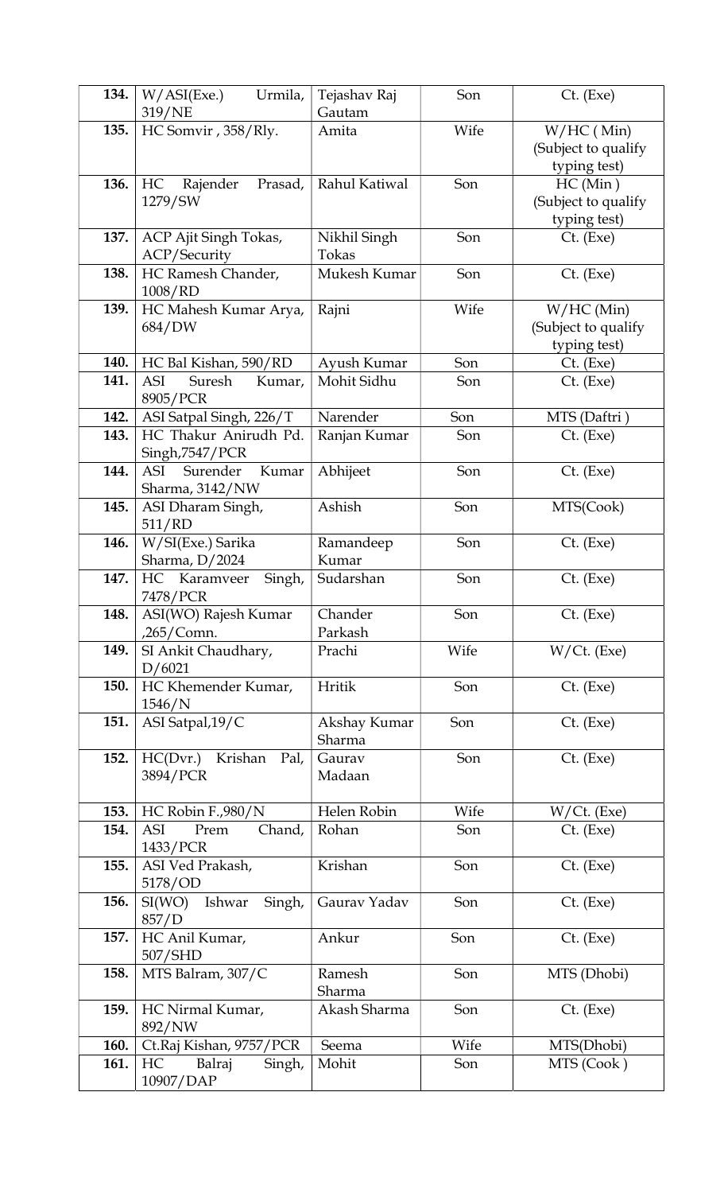| | | | | |
|---|---|---|---|---|
| 134. | W/ASI(Exe.) Urmila, 319/NE | Tejashav Raj Gautam | Son | Ct. (Exe) |
| 135. | HC Somvir , 358/Rly. | Amita | Wife | W/HC ( Min) (Subject to qualify typing test) |
| 136. | HC Rajender Prasad, 1279/SW | Rahul Katiwal | Son | HC (Min ) (Subject to qualify typing test) |
| 137. | ACP Ajit Singh Tokas, ACP/Security | Nikhil Singh Tokas | Son | Ct. (Exe) |
| 138. | HC Ramesh Chander, 1008/RD | Mukesh Kumar | Son | Ct. (Exe) |
| 139. | HC Mahesh Kumar Arya, 684/DW | Rajni | Wife | W/HC (Min) (Subject to qualify typing test) |
| 140. | HC Bal Kishan, 590/RD | Ayush Kumar | Son | Ct. (Exe) |
| 141. | ASI Suresh Kumar, 8905/PCR | Mohit Sidhu | Son | Ct. (Exe) |
| 142. | ASI Satpal Singh, 226/T | Narender | Son | MTS (Daftri ) |
| 143. | HC Thakur Anirudh Pd. Singh,7547/PCR | Ranjan Kumar | Son | Ct. (Exe) |
| 144. | ASI Surender Kumar Sharma, 3142/NW | Abhijeet | Son | Ct. (Exe) |
| 145. | ASI Dharam Singh, 511/RD | Ashish | Son | MTS(Cook) |
| 146. | W/SI(Exe.) Sarika Sharma, D/2024 | Ramandeep Kumar | Son | Ct. (Exe) |
| 147. | HC Karamveer Singh, 7478/PCR | Sudarshan | Son | Ct. (Exe) |
| 148. | ASI(WO) Rajesh Kumar ,265/Comn. | Chander Parkash | Son | Ct. (Exe) |
| 149. | SI Ankit Chaudhary, D/6021 | Prachi | Wife | W/Ct. (Exe) |
| 150. | HC Khemender Kumar, 1546/N | Hritik | Son | Ct. (Exe) |
| 151. | ASI Satpal,19/C | Akshay Kumar Sharma | Son | Ct. (Exe) |
| 152. | HC(Dvr.) Krishan Pal, 3894/PCR | Gaurav Madaan | Son | Ct. (Exe) |
| 153. | HC Robin F.,980/N | Helen Robin | Wife | W/Ct. (Exe) |
| 154. | ASI Prem Chand, 1433/PCR | Rohan | Son | Ct. (Exe) |
| 155. | ASI Ved Prakash, 5178/OD | Krishan | Son | Ct. (Exe) |
| 156. | SI(WO) Ishwar Singh, 857/D | Gaurav Yadav | Son | Ct. (Exe) |
| 157. | HC Anil Kumar, 507/SHD | Ankur | Son | Ct. (Exe) |
| 158. | MTS Balram, 307/C | Ramesh Sharma | Son | MTS (Dhobi) |
| 159. | HC Nirmal Kumar, 892/NW | Akash Sharma | Son | Ct. (Exe) |
| 160. | Ct.Raj Kishan, 9757/PCR | Seema | Wife | MTS(Dhobi) |
| 161. | HC Balraj Singh, 10907/DAP | Mohit | Son | MTS (Cook ) |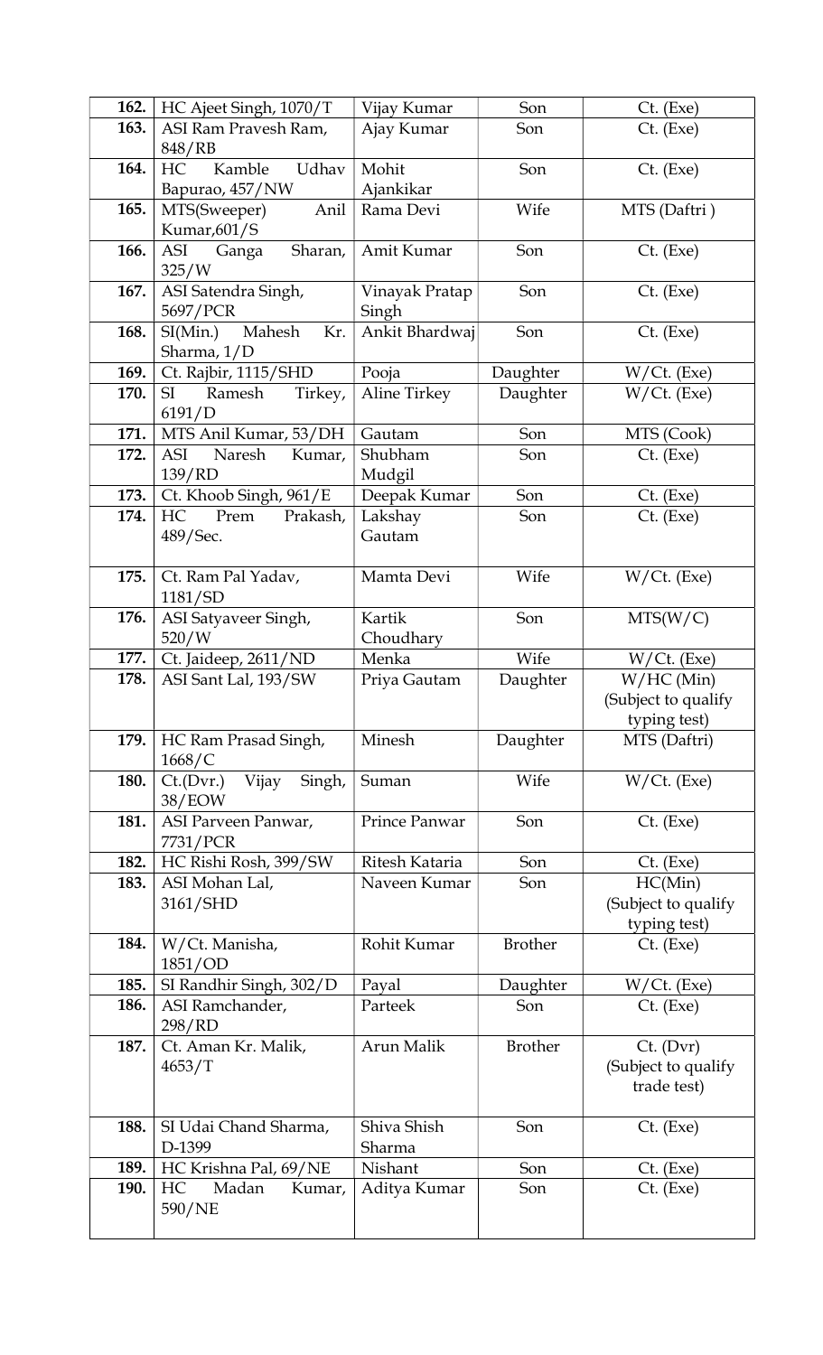| | | | | |
|---|---|---|---|---|
| 162. | HC Ajeet Singh, 1070/T | Vijay Kumar | Son | Ct. (Exe) |
| 163. | ASI Ram Pravesh Ram, 848/RB | Ajay Kumar | Son | Ct. (Exe) |
| 164. | HC Kamble Udhav Bapurao, 457/NW | Mohit Ajankikar | Son | Ct. (Exe) |
| 165. | MTS(Sweeper) Anil Kumar,601/S | Rama Devi | Wife | MTS (Daftri ) |
| 166. | ASI Ganga Sharan, 325/W | Amit Kumar | Son | Ct. (Exe) |
| 167. | ASI Satendra Singh, 5697/PCR | Vinayak Pratap Singh | Son | Ct. (Exe) |
| 168. | SI(Min.) Mahesh Kr. Sharma, 1/D | Ankit Bhardwaj | Son | Ct. (Exe) |
| 169. | Ct. Rajbir, 1115/SHD | Pooja | Daughter | W/Ct. (Exe) |
| 170. | SI Ramesh Tirkey, 6191/D | Aline Tirkey | Daughter | W/Ct. (Exe) |
| 171. | MTS Anil Kumar, 53/DH | Gautam | Son | MTS (Cook) |
| 172. | ASI Naresh Kumar, 139/RD | Shubham Mudgil | Son | Ct. (Exe) |
| 173. | Ct. Khoob Singh, 961/E | Deepak Kumar | Son | Ct. (Exe) |
| 174. | HC Prem Prakash, 489/Sec. | Lakshay Gautam | Son | Ct. (Exe) |
| 175. | Ct. Ram Pal Yadav, 1181/SD | Mamta Devi | Wife | W/Ct. (Exe) |
| 176. | ASI Satyaveer Singh, 520/W | Kartik Choudhary | Son | MTS(W/C) |
| 177. | Ct. Jaideep, 2611/ND | Menka | Wife | W/Ct. (Exe) |
| 178. | ASI Sant Lal, 193/SW | Priya Gautam | Daughter | W/HC (Min) (Subject to qualify typing test) |
| 179. | HC Ram Prasad Singh, 1668/C | Minesh | Daughter | MTS (Daftri) |
| 180. | Ct.(Dvr.) Vijay Singh, 38/EOW | Suman | Wife | W/Ct. (Exe) |
| 181. | ASI Parveen Panwar, 7731/PCR | Prince Panwar | Son | Ct. (Exe) |
| 182. | HC Rishi Rosh, 399/SW | Ritesh Kataria | Son | Ct. (Exe) |
| 183. | ASI Mohan Lal, 3161/SHD | Naveen Kumar | Son | HC(Min) (Subject to qualify typing test) |
| 184. | W/Ct. Manisha, 1851/OD | Rohit Kumar | Brother | Ct. (Exe) |
| 185. | SI Randhir Singh, 302/D | Payal | Daughter | W/Ct. (Exe) |
| 186. | ASI Ramchander, 298/RD | Parteek | Son | Ct. (Exe) |
| 187. | Ct. Aman Kr. Malik, 4653/T | Arun Malik | Brother | Ct. (Dvr) (Subject to qualify trade test) |
| 188. | SI Udai Chand Sharma, D-1399 | Shiva Shish Sharma | Son | Ct. (Exe) |
| 189. | HC Krishna Pal, 69/NE | Nishant | Son | Ct. (Exe) |
| 190. | HC Madan Kumar, 590/NE | Aditya Kumar | Son | Ct. (Exe) |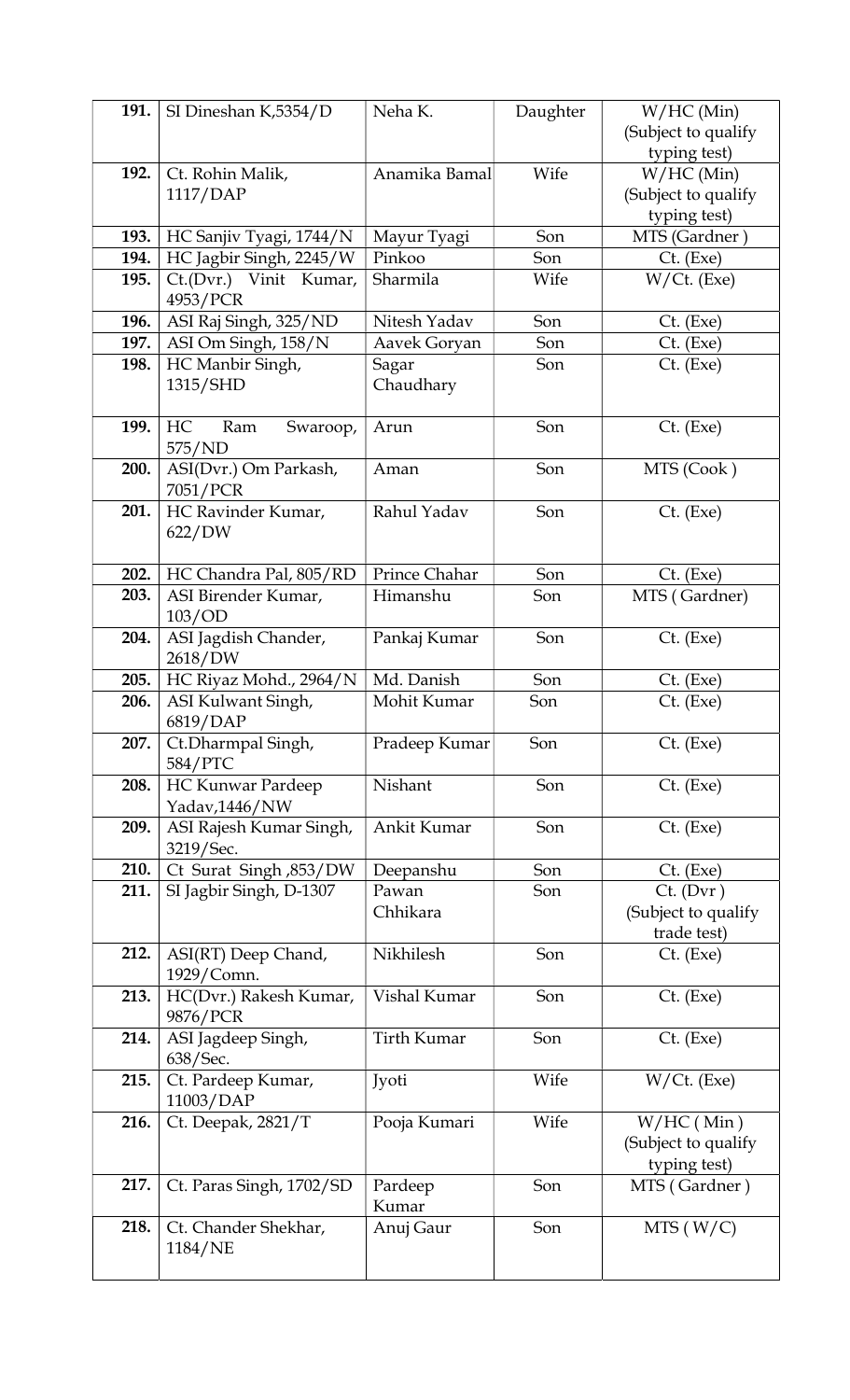| | | | | |
|---|---|---|---|---|
| 191. | SI Dineshan K,5354/D | Neha K. | Daughter | W/HC (Min) (Subject to qualify typing test) |
| 192. | Ct. Rohin Malik, 1117/DAP | Anamika Bamal | Wife | W/HC (Min) (Subject to qualify typing test) |
| 193. | HC Sanjiv Tyagi, 1744/N | Mayur Tyagi | Son | MTS (Gardner ) |
| 194. | HC Jagbir Singh, 2245/W | Pinkoo | Son | Ct. (Exe) |
| 195. | Ct.(Dvr.) Vinit Kumar, 4953/PCR | Sharmila | Wife | W/Ct. (Exe) |
| 196. | ASI Raj Singh, 325/ND | Nitesh Yadav | Son | Ct. (Exe) |
| 197. | ASI Om Singh, 158/N | Aavek Goryan | Son | Ct. (Exe) |
| 198. | HC Manbir Singh, 1315/SHD | Sagar Chaudhary | Son | Ct. (Exe) |
| 199. | HC Ram Swaroop, 575/ND | Arun | Son | Ct. (Exe) |
| 200. | ASI(Dvr.) Om Parkash, 7051/PCR | Aman | Son | MTS (Cook ) |
| 201. | HC Ravinder Kumar, 622/DW | Rahul Yadav | Son | Ct. (Exe) |
| 202. | HC Chandra Pal, 805/RD | Prince Chahar | Son | Ct. (Exe) |
| 203. | ASI Birender Kumar, 103/OD | Himanshu | Son | MTS ( Gardner) |
| 204. | ASI Jagdish Chander, 2618/DW | Pankaj Kumar | Son | Ct. (Exe) |
| 205. | HC Riyaz Mohd., 2964/N | Md. Danish | Son | Ct. (Exe) |
| 206. | ASI Kulwant Singh, 6819/DAP | Mohit Kumar | Son | Ct. (Exe) |
| 207. | Ct.Dharmpal Singh, 584/PTC | Pradeep Kumar | Son | Ct. (Exe) |
| 208. | HC Kunwar Pardeep Yadav,1446/NW | Nishant | Son | Ct. (Exe) |
| 209. | ASI Rajesh Kumar Singh, 3219/Sec. | Ankit Kumar | Son | Ct. (Exe) |
| 210. | Ct Surat Singh ,853/DW | Deepanshu | Son | Ct. (Exe) |
| 211. | SI Jagbir Singh, D-1307 | Pawan Chhikara | Son | Ct. (Dvr ) (Subject to qualify trade test) |
| 212. | ASI(RT) Deep Chand, 1929/Comn. | Nikhilesh | Son | Ct. (Exe) |
| 213. | HC(Dvr.) Rakesh Kumar, 9876/PCR | Vishal Kumar | Son | Ct. (Exe) |
| 214. | ASI Jagdeep Singh, 638/Sec. | Tirth Kumar | Son | Ct. (Exe) |
| 215. | Ct. Pardeep Kumar, 11003/DAP | Jyoti | Wife | W/Ct. (Exe) |
| 216. | Ct. Deepak, 2821/T | Pooja Kumari | Wife | W/HC ( Min ) (Subject to qualify typing test) |
| 217. | Ct. Paras Singh, 1702/SD | Pardeep Kumar | Son | MTS ( Gardner ) |
| 218. | Ct. Chander Shekhar, 1184/NE | Anuj Gaur | Son | MTS ( W/C) |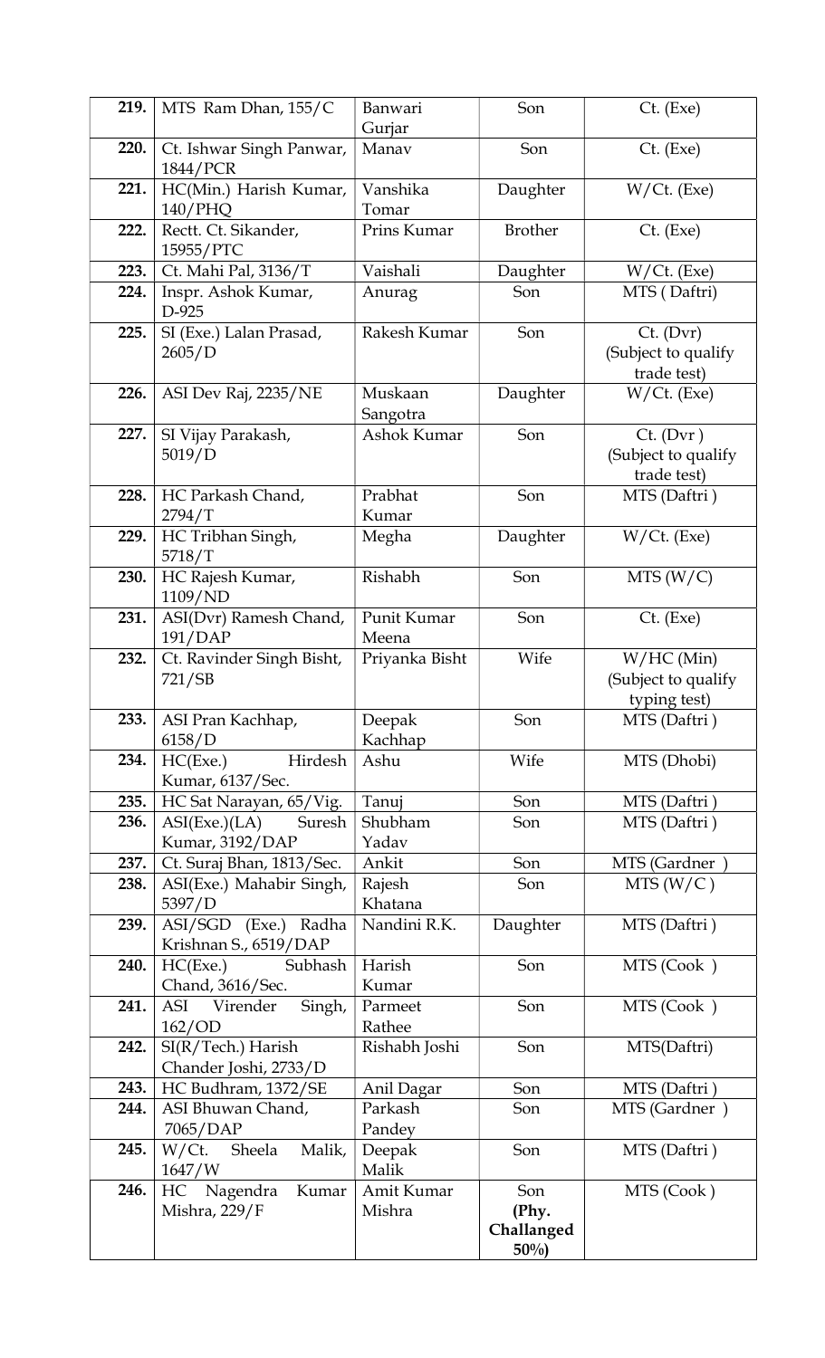| | | | | |
|---|---|---|---|---|
| **219.** | MTS Ram Dhan, 155/C | Banwari Gurjar | Son | Ct. (Exe) |
| **220.** | Ct. Ishwar Singh Panwar, 1844/PCR | Manav | Son | Ct. (Exe) |
| **221.** | HC(Min.) Harish Kumar, 140/PHQ | Vanshika Tomar | Daughter | W/Ct. (Exe) |
| **222.** | Rectt. Ct. Sikander, 15955/PTC | Prins Kumar | Brother | Ct. (Exe) |
| **223.** | Ct. Mahi Pal, 3136/T | Vaishali | Daughter | W/Ct. (Exe) |
| **224.** | Inspr. Ashok Kumar, D-925 | Anurag | Son | MTS ( Daftri) |
| **225.** | SI (Exe.) Lalan Prasad, 2605/D | Rakesh Kumar | Son | Ct. (Dvr) (Subject to qualify trade test) |
| **226.** | ASI Dev Raj, 2235/NE | Muskaan Sangotra | Daughter | W/Ct. (Exe) |
| **227.** | SI Vijay Parakash, 5019/D | Ashok Kumar | Son | Ct. (Dvr ) (Subject to qualify trade test) |
| **228.** | HC Parkash Chand, 2794/T | Prabhat Kumar | Son | MTS (Daftri ) |
| **229.** | HC Tribhan Singh, 5718/T | Megha | Daughter | W/Ct. (Exe) |
| **230.** | HC Rajesh Kumar, 1109/ND | Rishabh | Son | MTS (W/C) |
| **231.** | ASI(Dvr) Ramesh Chand, 191/DAP | Punit Kumar Meena | Son | Ct. (Exe) |
| **232.** | Ct. Ravinder Singh Bisht, 721/SB | Priyanka Bisht | Wife | W/HC (Min) (Subject to qualify typing test) |
| **233.** | ASI Pran Kachhap, 6158/D | Deepak Kachhap | Son | MTS (Daftri ) |
| **234.** | HC(Exe.) Hirdesh Kumar, 6137/Sec. | Ashu | Wife | MTS (Dhobi) |
| **235.** | HC Sat Narayan, 65/Vig. | Tanuj | Son | MTS (Daftri ) |
| **236.** | ASI(Exe.)(LA) Suresh Kumar, 3192/DAP | Shubham Yadav | Son | MTS (Daftri ) |
| **237.** | Ct. Suraj Bhan, 1813/Sec. | Ankit | Son | MTS (Gardner ) |
| **238.** | ASI(Exe.) Mahabir Singh, 5397/D | Rajesh Khatana | Son | MTS (W/C ) |
| **239.** | ASI/SGD (Exe.) Radha Krishnan S., 6519/DAP | Nandini R.K. | Daughter | MTS (Daftri ) |
| **240.** | HC(Exe.) Subhash Chand, 3616/Sec. | Harish Kumar | Son | MTS (Cook ) |
| **241.** | ASI Virender Singh, 162/OD | Parmeet Rathee | Son | MTS (Cook ) |
| **242.** | SI(R/Tech.) Harish Chander Joshi, 2733/D | Rishabh Joshi | Son | MTS(Daftri) |
| **243.** | HC Budhram, 1372/SE | Anil Dagar | Son | MTS (Daftri ) |
| **244.** | ASI Bhuwan Chand, 7065/DAP | Parkash Pandey | Son | MTS (Gardner ) |
| **245.** | W/Ct. Sheela Malik, 1647/W | Deepak Malik | Son | MTS (Daftri ) |
| **246.** | HC Nagendra Kumar Mishra, 229/F | Amit Kumar Mishra | Son **(Phy. Challanged 50%)** | MTS (Cook ) |